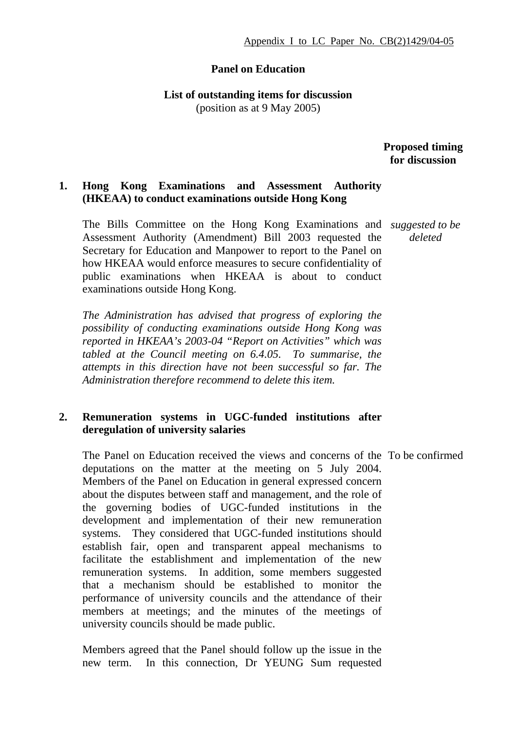Appendix I to LC Paper No. CB(2)1429/04-05

**Panel on Education**

**List of outstanding items for discussion**
(position as at 9 May 2005)

**Proposed timing for discussion**

**1. Hong Kong Examinations and Assessment Authority (HKEAA) to conduct examinations outside Hong Kong**

The Bills Committee on the Hong Kong Examinations and Assessment Authority (Amendment) Bill 2003 requested the Secretary for Education and Manpower to report to the Panel on how HKEAA would enforce measures to secure confidentiality of public examinations when HKEAA is about to conduct examinations outside Hong Kong.

*suggested to be deleted*

*The Administration has advised that progress of exploring the possibility of conducting examinations outside Hong Kong was reported in HKEAA's 2003-04 "Report on Activities" which was tabled at the Council meeting on 6.4.05. To summarise, the attempts in this direction have not been successful so far. The Administration therefore recommend to delete this item.*

**2. Remuneration systems in UGC-funded institutions after deregulation of university salaries**

The Panel on Education received the views and concerns of the deputations on the matter at the meeting on 5 July 2004. Members of the Panel on Education in general expressed concern about the disputes between staff and management, and the role of the governing bodies of UGC-funded institutions in the development and implementation of their new remuneration systems. They considered that UGC-funded institutions should establish fair, open and transparent appeal mechanisms to facilitate the establishment and implementation of the new remuneration systems. In addition, some members suggested that a mechanism should be established to monitor the performance of university councils and the attendance of their members at meetings; and the minutes of the meetings of university councils should be made public.

To be confirmed

Members agreed that the Panel should follow up the issue in the new term. In this connection, Dr YEUNG Sum requested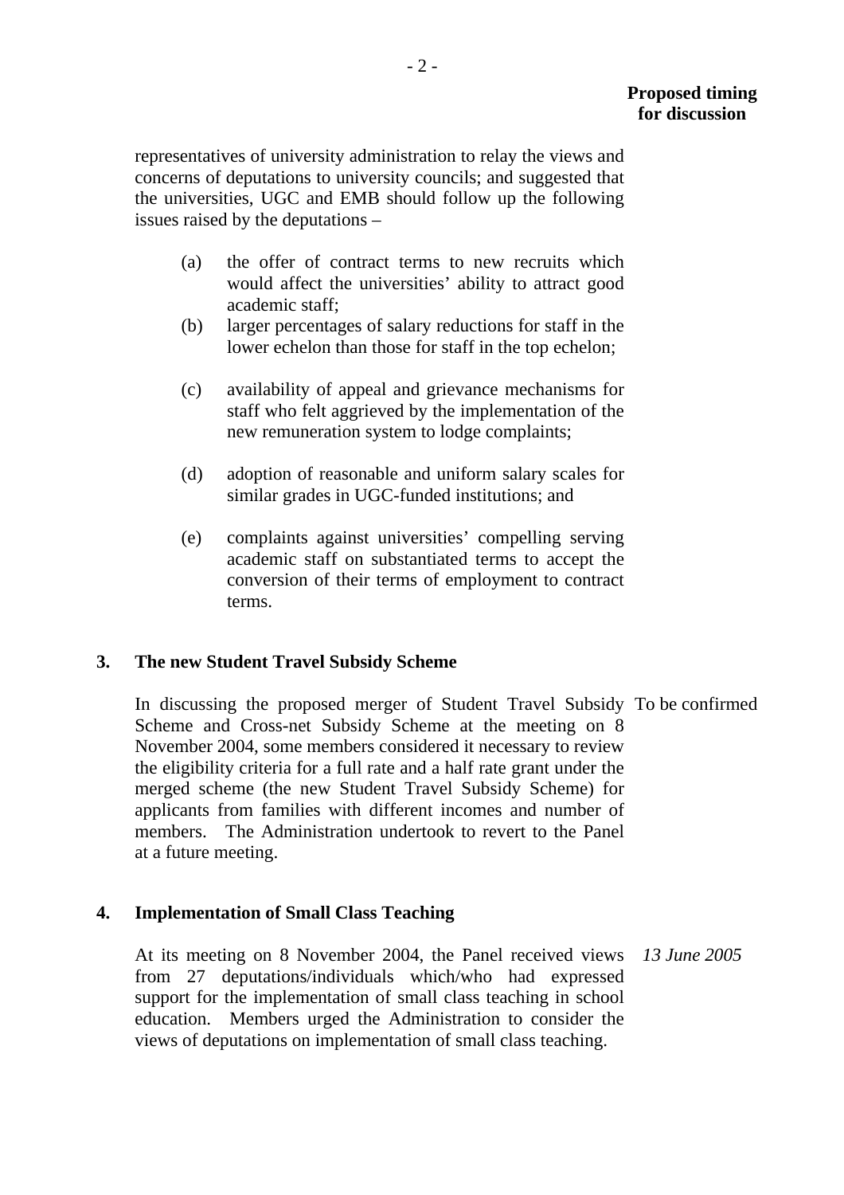**Proposed timing for discussion**

representatives of university administration to relay the views and concerns of deputations to university councils; and suggested that the universities, UGC and EMB should follow up the following issues raised by the deputations –

(a) the offer of contract terms to new recruits which would affect the universities' ability to attract good academic staff;

(b) larger percentages of salary reductions for staff in the lower echelon than those for staff in the top echelon;

(c) availability of appeal and grievance mechanisms for staff who felt aggrieved by the implementation of the new remuneration system to lodge complaints;

(d) adoption of reasonable and uniform salary scales for similar grades in UGC-funded institutions; and

(e) complaints against universities' compelling serving academic staff on substantiated terms to accept the conversion of their terms of employment to contract terms.

**3. The new Student Travel Subsidy Scheme**

In discussing the proposed merger of Student Travel Subsidy Scheme and Cross-net Subsidy Scheme at the meeting on 8 November 2004, some members considered it necessary to review the eligibility criteria for a full rate and a half rate grant under the merged scheme (the new Student Travel Subsidy Scheme) for applicants from families with different incomes and number of members. The Administration undertook to revert to the Panel at a future meeting.

To be confirmed

**4. Implementation of Small Class Teaching**

At its meeting on 8 November 2004, the Panel received views from 27 deputations/individuals which/who had expressed support for the implementation of small class teaching in school education. Members urged the Administration to consider the views of deputations on implementation of small class teaching.

*13 June 2005*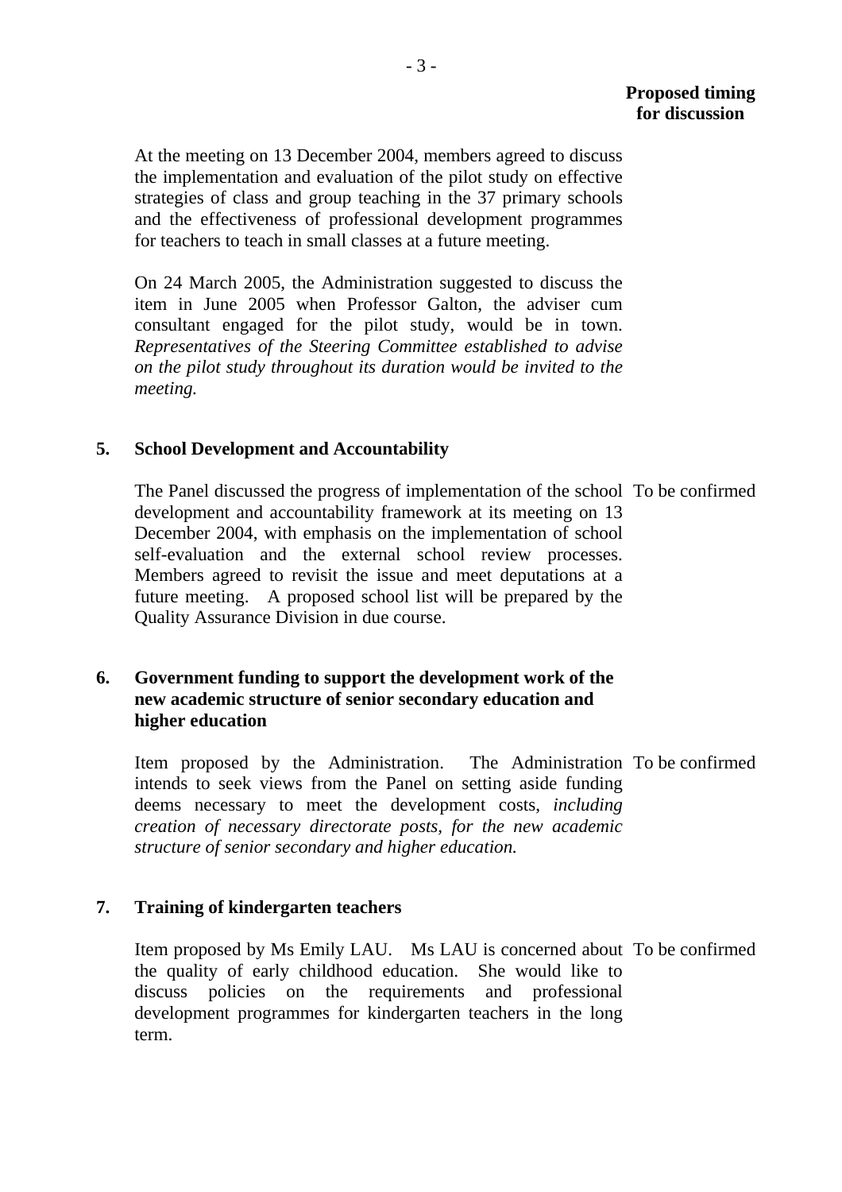**Proposed timing for discussion**

At the meeting on 13 December 2004, members agreed to discuss the implementation and evaluation of the pilot study on effective strategies of class and group teaching in the 37 primary schools and the effectiveness of professional development programmes for teachers to teach in small classes at a future meeting.

On 24 March 2005, the Administration suggested to discuss the item in June 2005 when Professor Galton, the adviser cum consultant engaged for the pilot study, would be in town. *Representatives of the Steering Committee established to advise on the pilot study throughout its duration would be invited to the meeting.*

**5. School Development and Accountability**

The Panel discussed the progress of implementation of the school development and accountability framework at its meeting on 13 December 2004, with emphasis on the implementation of school self-evaluation and the external school review processes. Members agreed to revisit the issue and meet deputations at a future meeting. A proposed school list will be prepared by the Quality Assurance Division in due course. — To be confirmed

**6. Government funding to support the development work of the new academic structure of senior secondary education and higher education**

Item proposed by the Administration. The Administration intends to seek views from the Panel on setting aside funding deems necessary to meet the development costs, *including creation of necessary directorate posts, for the new academic structure of senior secondary and higher education.* — To be confirmed

**7. Training of kindergarten teachers**

Item proposed by Ms Emily LAU. Ms LAU is concerned about the quality of early childhood education. She would like to discuss policies on the requirements and professional development programmes for kindergarten teachers in the long term. — To be confirmed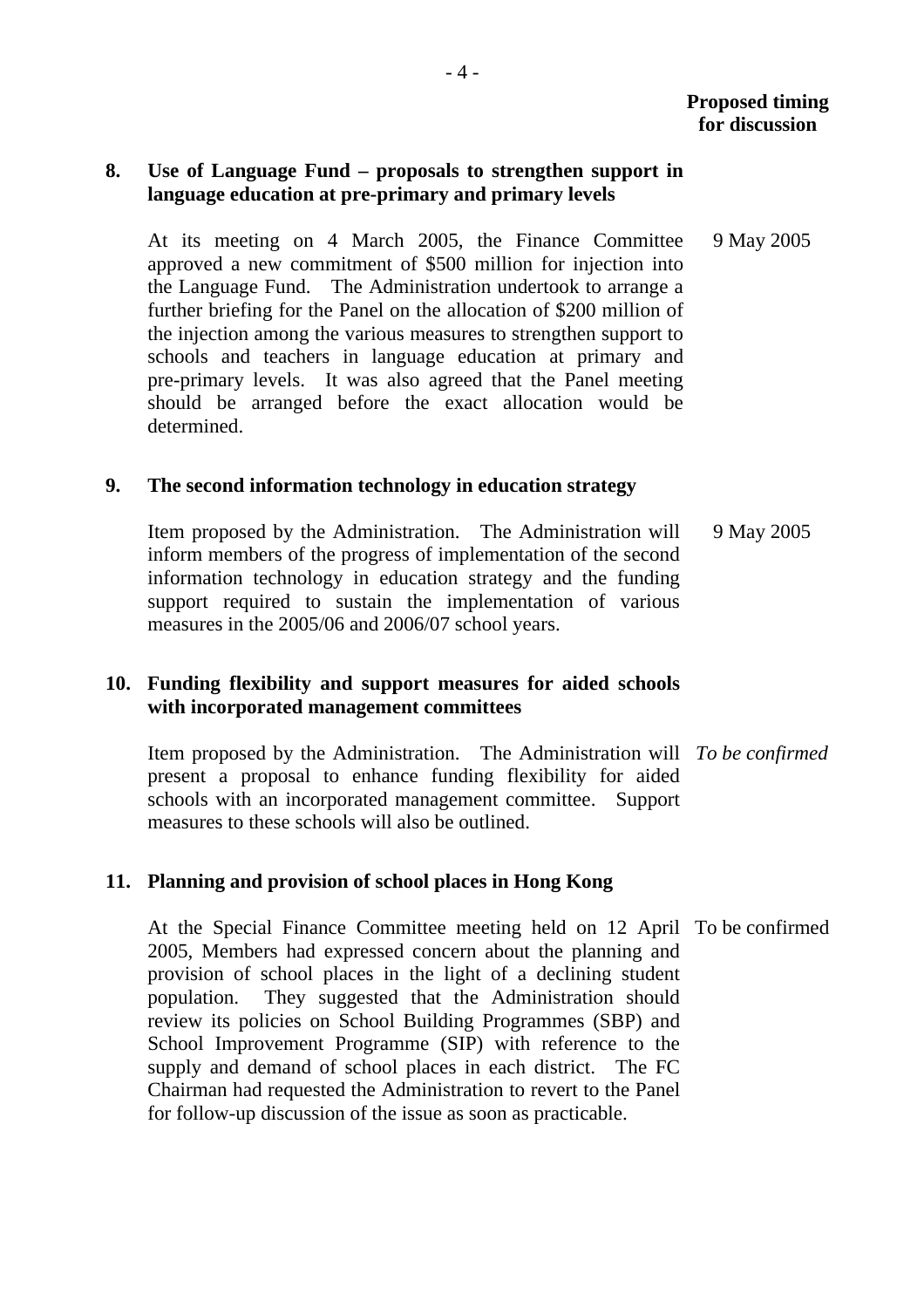**Proposed timing for discussion**

**8. Use of Language Fund – proposals to strengthen support in language education at pre-primary and primary levels**

At its meeting on 4 March 2005, the Finance Committee approved a new commitment of $500 million for injection into the Language Fund. The Administration undertook to arrange a further briefing for the Panel on the allocation of $200 million of the injection among the various measures to strengthen support to schools and teachers in language education at primary and pre-primary levels. It was also agreed that the Panel meeting should be arranged before the exact allocation would be determined.

9 May 2005

**9. The second information technology in education strategy**

Item proposed by the Administration. The Administration will inform members of the progress of implementation of the second information technology in education strategy and the funding support required to sustain the implementation of various measures in the 2005/06 and 2006/07 school years.

9 May 2005

**10. Funding flexibility and support measures for aided schools with incorporated management committees**

Item proposed by the Administration. The Administration will present a proposal to enhance funding flexibility for aided schools with an incorporated management committee. Support measures to these schools will also be outlined.

*To be confirmed*

**11. Planning and provision of school places in Hong Kong**

At the Special Finance Committee meeting held on 12 April 2005, Members had expressed concern about the planning and provision of school places in the light of a declining student population. They suggested that the Administration should review its policies on School Building Programmes (SBP) and School Improvement Programme (SIP) with reference to the supply and demand of school places in each district. The FC Chairman had requested the Administration to revert to the Panel for follow-up discussion of the issue as soon as practicable.

To be confirmed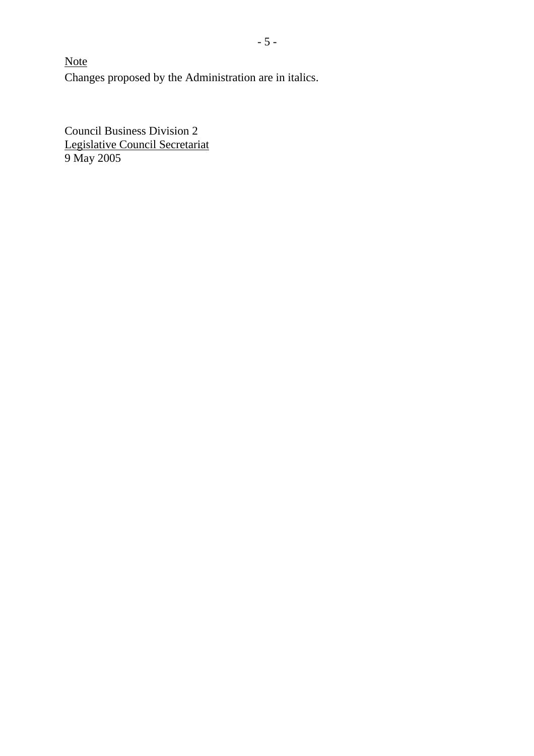<u>Note</u>
Changes proposed by the Administration are in italics.

Council Business Division 2
<u>Legislative Council Secretariat</u>
9 May 2005